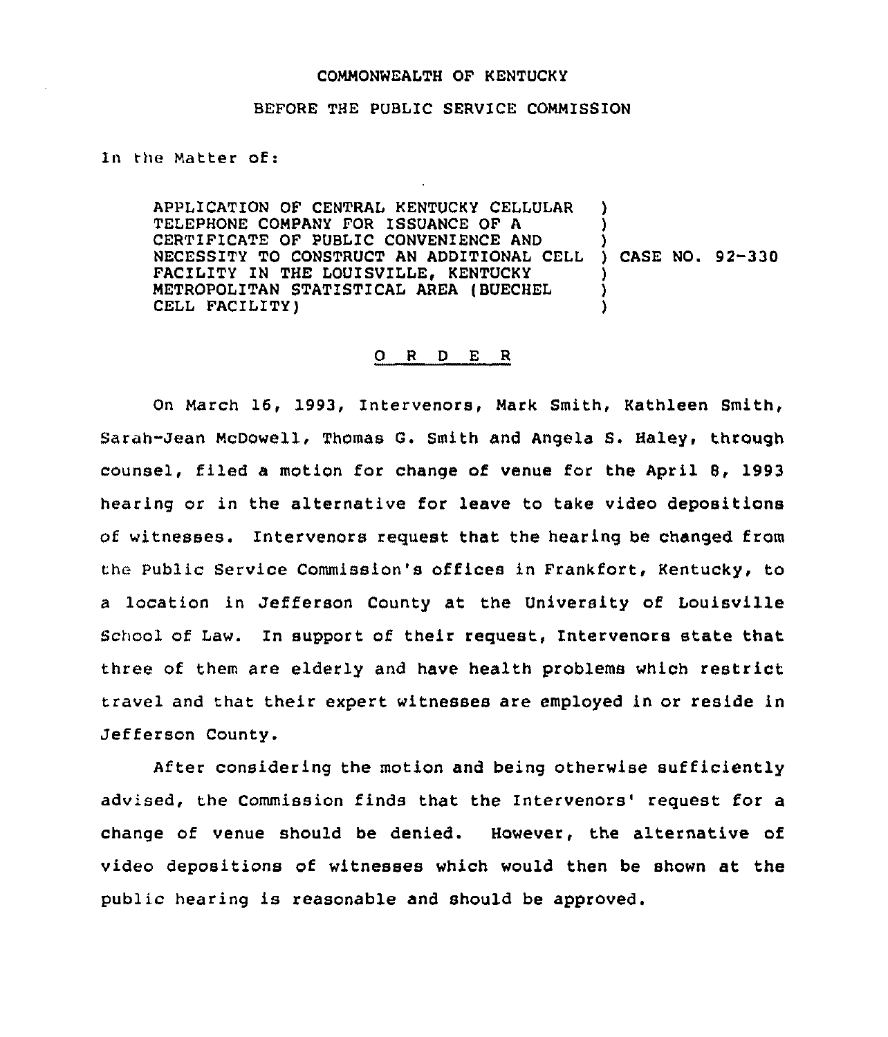COMMONWEALTH OF KENTUCKY

BEFORE THE PUBLIC SERVICE COMMISSION

In the Matter of:

APPLICATION OF CENTRAL KENTUCKY CELLULAR TELEPHONE COMPANY FOR ISSUANCE OF A CERTIFICATE OF PUBLIC CONVENIENCE AND NECESSITY TO CONSTRUCT AN ADDITIONAL CELL FACILITY IN THE LOUISVILLE, KENTUCKY METROPOLITAN STATISTICAL AREA (BUECHEL CELL FACILITY) ) CASE NO. 92-330

O R D E R

On March 16, 1993, Intervenors, Mark Smith, Kathleen Smith, Sarah-Jean McDowell, Thomas G. Smith and Angela S. Haley, through counsel, filed a motion for change of venue for the April 8, 1993 hearing or in the alternative for leave to take video depositions of witnesses. Intervenors request that the hearing be changed from the Public Service Commission's offices in Frankfort, Kentucky, to a location in Jefferson County at the University of Louisville School of Law. In support of their request, Intervenors state that three of them are elderly and have health problems which restrict travel and that their expert witnesses are employed in or reside in Jefferson County.

After considering the motion and being otherwise sufficiently advised, the Commission finds that the Intervenors' request for a change of venue should be denied. However, the alternative of video depositions of witnesses which would then be shown at the public hearing is reasonable and should be approved.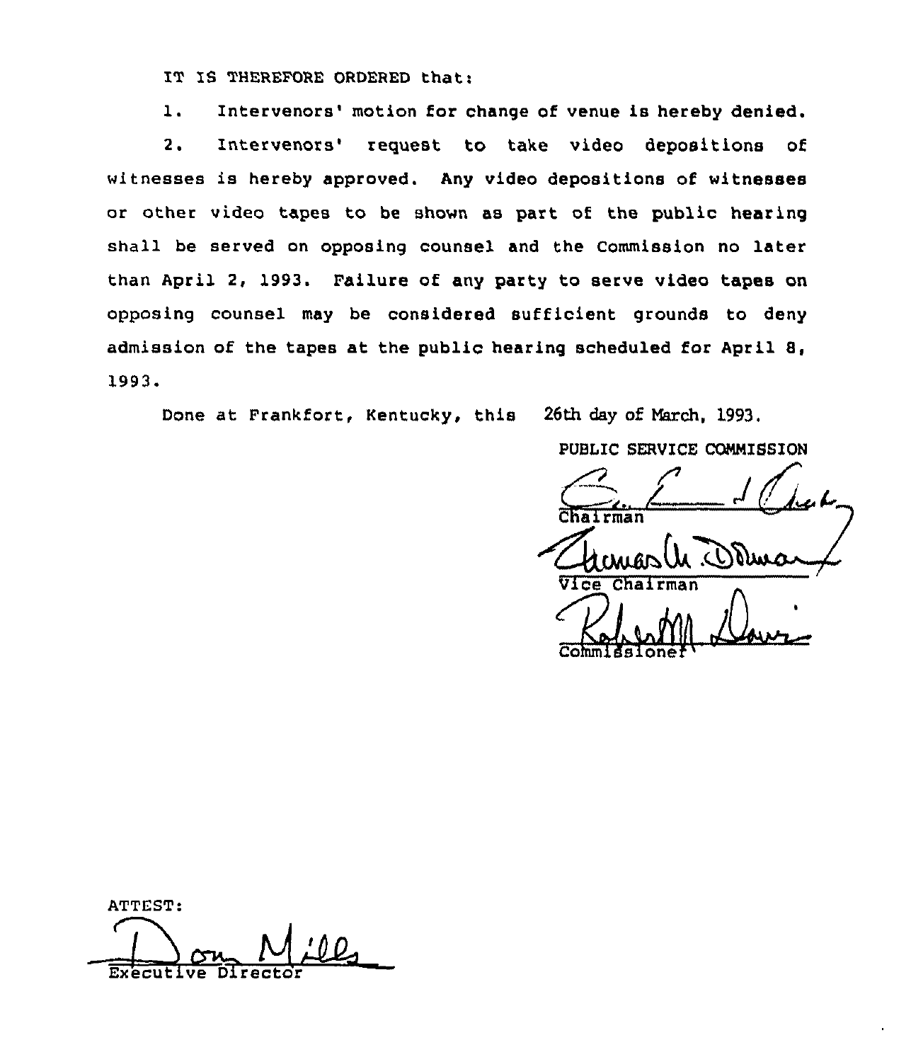IT IS THEREFORE ORDERED that:

1. Intervenors' motion for change of venue is hereby denied.

2. Intervenors' request to take video depositions of witnesses is hereby approved. Any video depositions of witnesses or other video tapes to be shown as part of the public hearing shall be served on opposing counsel and the Commission no later than April 2, 1993. Failure of any party to serve video tapes on opposing counsel may be considered sufficient grounds to deny admission of the tapes at the public hearing scheduled for April 8, 1993.

Done at Frankfort, Kentucky, this 26th day of March, 1993.

PUBLIC SERVICE COMMISSION

Chairman

Vice Chairman

Commissioner

ATTEST:

Executive Director